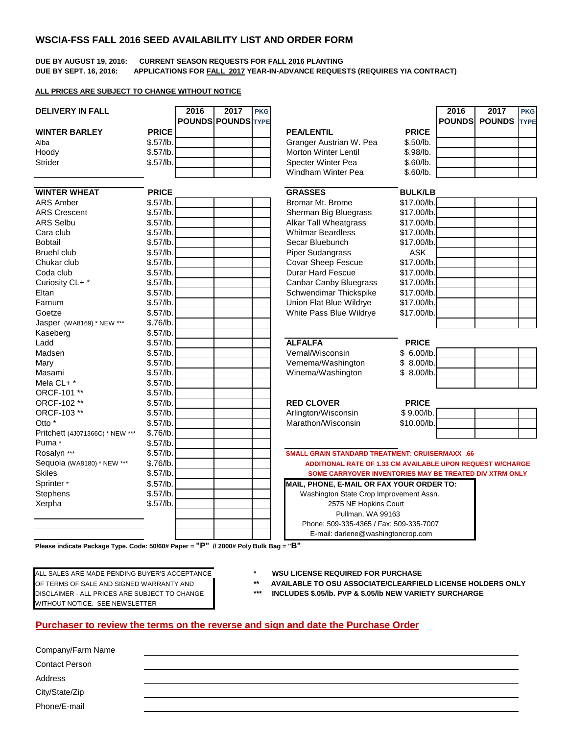# WSCIA-FSS FALL 2016 SEED AVAILABILITY LIST AND ORDER FORM

**DUE BY AUGUST 19, 2016:** CURRENT SEASON REQUESTS FOR FALL 2016 PLANTING
**DUE BY SEPT. 16, 2016:** APPLICATIONS FOR FALL 2017 YEAR-IN-ADVANCE REQUESTS (REQUIRES YIA CONTRACT)

**ALL PRICES ARE SUBJECT TO CHANGE WITHOUT NOTICE**

**DELIVERY IN FALL**

| WINTER BARLEY | PRICE | 2016 POUNDS | 2017 POUNDS | PKG TYPE |
|---|---|---|---|---|
| Alba | $.57/lb. | | | |
| Hoody | $.57/lb. | | | |
| Strider | $.57/lb. | | | |
| | | | | |

| WINTER WHEAT | PRICE | 2016 POUNDS | 2017 POUNDS | PKG TYPE |
|---|---|---|---|---|
| ARS Amber | $.57/lb. | | | |
| ARS Crescent | $.57/lb. | | | |
| ARS Selbu | $.57/lb. | | | |
| Cara club | $.57/lb. | | | |
| Bobtail | $.57/lb. | | | |
| Bruehl club | $.57/lb. | | | |
| Chukar club | $.57/lb. | | | |
| Coda club | $.57/lb. | | | |
| Curiosity CL+ * | $.57/lb. | | | |
| Eltan | $.57/lb. | | | |
| Farnum | $.57/lb. | | | |
| Goetze | $.57/lb. | | | |
| Jasper (WA8169) * NEW *** | $.76/lb. | | | |
| Kaseberg | $.57/lb. | | | |
| Ladd | $.57/lb. | | | |
| Madsen | $.57/lb. | | | |
| Mary | $.57/lb. | | | |
| Masami | $.57/lb. | | | |
| Mela CL+ * | $.57/lb. | | | |
| ORCF-101 ** | $.57/lb. | | | |
| ORCF-102 ** | $.57/lb. | | | |
| ORCF-103 ** | $.57/lb. | | | |
| Otto * | $.57/lb. | | | |
| Pritchett (4J071366C) * NEW *** | $.76/lb. | | | |
| Puma * | $.57/lb. | | | |
| Rosalyn *** | $.57/lb. | | | |
| Sequoia (WA8180) * NEW *** | $.76/lb. | | | |
| Skiles | $.57/lb. | | | |
| Sprinter * | $.57/lb. | | | |
| Stephens | $.57/lb. | | | |
| Xerpha | $.57/lb. | | | |
| | | | | |
| | | | | |

| PEA/LENTIL | PRICE | 2016 POUNDS | 2017 POUNDS | PKG TYPE |
|---|---|---|---|---|
| Granger Austrian W. Pea | $.50/lb. | | | |
| Morton Winter Lentil | $.98/lb. | | | |
| Specter Winter Pea | $.60/lb. | | | |
| Windham Winter Pea | $.60/lb. | | | |

| GRASSES | BULK/LB | 2016 POUNDS | 2017 POUNDS | PKG TYPE |
|---|---|---|---|---|
| Bromar Mt. Brome | $17.00/lb. | | | |
| Sherman Big Bluegrass | $17.00/lb. | | | |
| Alkar Tall Wheatgrass | $17.00/lb. | | | |
| Whitmar Beardless | $17.00/lb. | | | |
| Secar Bluebunch | $17.00/lb. | | | |
| Piper Sudangrass | ASK | | | |
| Covar Sheep Fescue | $17.00/lb. | | | |
| Durar Hard Fescue | $17.00/lb. | | | |
| Canbar Canby Bluegrass | $17.00/lb. | | | |
| Schwendimar Thickspike | $17.00/lb. | | | |
| Union Flat Blue Wildrye | $17.00/lb. | | | |
| White Pass Blue Wildrye | $17.00/lb. | | | |
| | | | | |

| ALFALFA | PRICE | 2016 POUNDS | 2017 POUNDS | PKG TYPE |
|---|---|---|---|---|
| Vernal/Wisconsin | $ 6.00/lb. | | | |
| Vernema/Washington | $ 8.00/lb. | | | |
| Winema/Washington | $ 8.00/lb. | | | |
| | | | | |

| RED CLOVER | PRICE | 2016 POUNDS | 2017 POUNDS | PKG TYPE |
|---|---|---|---|---|
| Arlington/Wisconsin | $ 9.00/lb. | | | |
| Marathon/Wisconsin | $10.00/lb. | | | |
| | | | | |

**SMALL GRAIN STANDARD TREATMENT: CRUISERMAXX .66**
**ADDITIONAL RATE OF 1.33 CM AVAILABLE UPON REQUEST W/CHARGE**
**SOME CARRYOVER INVENTORIES MAY BE TREATED DIV XTRM ONLY**

**MAIL, PHONE, E-MAIL OR FAX YOUR ORDER TO:**
Washington State Crop Improvement Assn.
2575 NE Hopkins Court
Pullman, WA 99163
Phone: 509-335-4365 / Fax: 509-335-7007
E-mail: darlene@washingtoncrop.com

**Please indicate Package Type. Code: 50/60# Paper = "P" // 2000# Poly Bulk Bag = "B"**

ALL SALES ARE MADE PENDING BUYER'S ACCEPTANCE OF TERMS OF SALE AND SIGNED WARRANTY AND DISCLAIMER - ALL PRICES ARE SUBJECT TO CHANGE WITHOUT NOTICE. SEE NEWSLETTER

- \* **WSU LICENSE REQUIRED FOR PURCHASE**
- \*\* **AVAILABLE TO OSU ASSOCIATE/CLEARFIELD LICENSE HOLDERS ONLY**
- \*\*\* **INCLUDES $.05/lb. PVP & $.05/lb NEW VARIETY SURCHARGE**

**Purchaser to review the terms on the reverse and sign and date the Purchase Order**

Company/Farm Name ______________________

Contact Person ______________________

Address ______________________

City/State/Zip ______________________

Phone/E-mail ______________________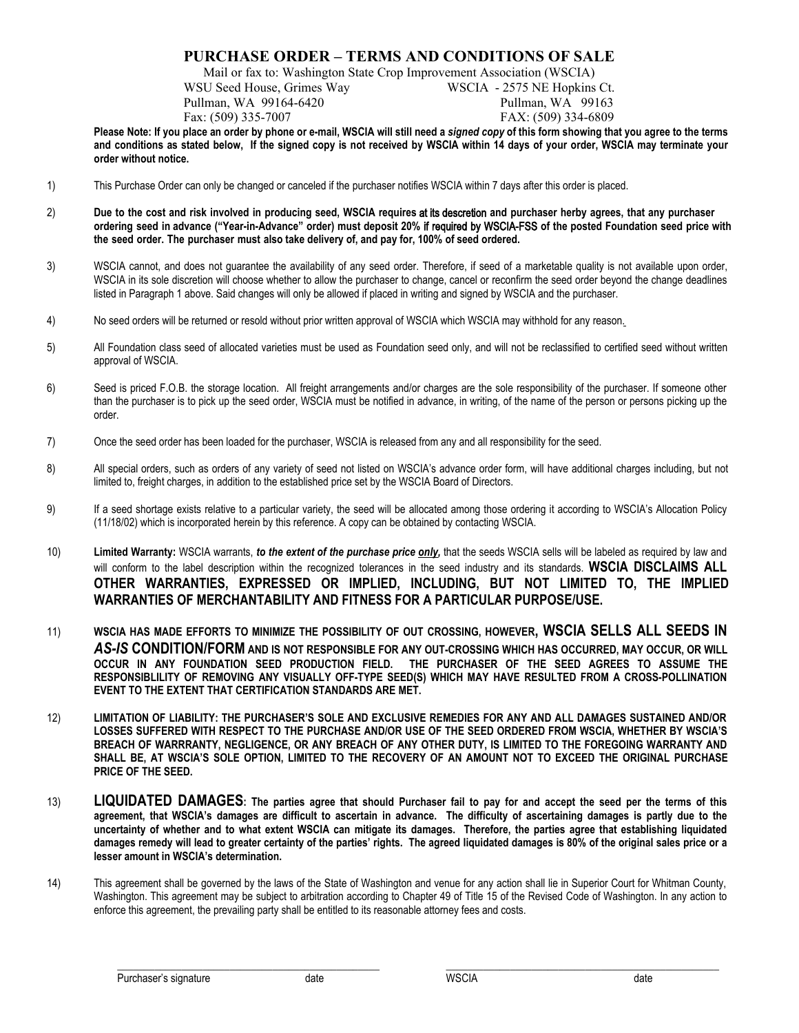# PURCHASE ORDER – TERMS AND CONDITIONS OF SALE

Mail or fax to: Washington State Crop Improvement Association (WSCIA)

WSU Seed House, Grimes Way
Pullman, WA 99164-6420
Fax: (509) 335-7007

WSCIA - 2575 NE Hopkins Ct.
Pullman, WA 99163
FAX: (509) 334-6809

**Please Note: If you place an order by phone or e-mail, WSCIA will still need a *signed copy* of this form showing that you agree to the terms and conditions as stated below, If the signed copy is not received by WSCIA within 14 days of your order, WSCIA may terminate your order without notice.**

1) This Purchase Order can only be changed or canceled if the purchaser notifies WSCIA within 7 days after this order is placed.

2) **Due to the cost and risk involved in producing seed, WSCIA requires at its descretion and purchaser herby agrees, that any purchaser ordering seed in advance ("Year-in-Advance" order) must deposit 20% if required by WSCIA-FSS of the posted Foundation seed price with the seed order. The purchaser must also take delivery of, and pay for, 100% of seed ordered.**

3) WSCIA cannot, and does not guarantee the availability of any seed order. Therefore, if seed of a marketable quality is not available upon order, WSCIA in its sole discretion will choose whether to allow the purchaser to change, cancel or reconfirm the seed order beyond the change deadlines listed in Paragraph 1 above. Said changes will only be allowed if placed in writing and signed by WSCIA and the purchaser.

4) No seed orders will be returned or resold without prior written approval of WSCIA which WSCIA may withhold for any reason.

5) All Foundation class seed of allocated varieties must be used as Foundation seed only, and will not be reclassified to certified seed without written approval of WSCIA.

6) Seed is priced F.O.B. the storage location. All freight arrangements and/or charges are the sole responsibility of the purchaser. If someone other than the purchaser is to pick up the seed order, WSCIA must be notified in advance, in writing, of the name of the person or persons picking up the order.

7) Once the seed order has been loaded for the purchaser, WSCIA is released from any and all responsibility for the seed.

8) All special orders, such as orders of any variety of seed not listed on WSCIA's advance order form, will have additional charges including, but not limited to, freight charges, in addition to the established price set by the WSCIA Board of Directors.

9) If a seed shortage exists relative to a particular variety, the seed will be allocated among those ordering it according to WSCIA's Allocation Policy (11/18/02) which is incorporated herein by this reference. A copy can be obtained by contacting WSCIA.

10) **Limited Warranty:** WSCIA warrants, ***to the extent of the purchase price only,*** that the seeds WSCIA sells will be labeled as required by law and will conform to the label description within the recognized tolerances in the seed industry and its standards. **WSCIA DISCLAIMS ALL OTHER WARRANTIES, EXPRESSED OR IMPLIED, INCLUDING, BUT NOT LIMITED TO, THE IMPLIED WARRANTIES OF MERCHANTABILITY AND FITNESS FOR A PARTICULAR PURPOSE/USE.**

11) **WSCIA HAS MADE EFFORTS TO MINIMIZE THE POSSIBILITY OF OUT CROSSING, HOWEVER, WSCIA SELLS ALL SEEDS IN *AS-IS* CONDITION/FORM AND IS NOT RESPONSIBLE FOR ANY OUT-CROSSING WHICH HAS OCCURRED, MAY OCCUR, OR WILL OCCUR IN ANY FOUNDATION SEED PRODUCTION FIELD. THE PURCHASER OF THE SEED AGREES TO ASSUME THE RESPONSIBLILITY OF REMOVING ANY VISUALLY OFF-TYPE SEED(S) WHICH MAY HAVE RESULTED FROM A CROSS-POLLINATION EVENT TO THE EXTENT THAT CERTIFICATION STANDARDS ARE MET.**

12) **LIMITATION OF LIABILITY: THE PURCHASER'S SOLE AND EXCLUSIVE REMEDIES FOR ANY AND ALL DAMAGES SUSTAINED AND/OR LOSSES SUFFERED WITH RESPECT TO THE PURCHASE AND/OR USE OF THE SEED ORDERED FROM WSCIA, WHETHER BY WSCIA'S BREACH OF WARRRANTY, NEGLIGENCE, OR ANY BREACH OF ANY OTHER DUTY, IS LIMITED TO THE FOREGOING WARRANTY AND SHALL BE, AT WSCIA'S SOLE OPTION, LIMITED TO THE RECOVERY OF AN AMOUNT NOT TO EXCEED THE ORIGINAL PURCHASE PRICE OF THE SEED.**

13) **LIQUIDATED DAMAGES: The parties agree that should Purchaser fail to pay for and accept the seed per the terms of this agreement, that WSCIA's damages are difficult to ascertain in advance. The difficulty of ascertaining damages is partly due to the uncertainty of whether and to what extent WSCIA can mitigate its damages. Therefore, the parties agree that establishing liquidated damages remedy will lead to greater certainty of the parties' rights. The agreed liquidated damages is 80% of the original sales price or a lesser amount in WSCIA's determination.**

14) This agreement shall be governed by the laws of the State of Washington and venue for any action shall lie in Superior Court for Whitman County, Washington. This agreement may be subject to arbitration according to Chapter 49 of Title 15 of the Revised Code of Washington. In any action to enforce this agreement, the prevailing party shall be entitled to its reasonable attorney fees and costs.

_______________________________________ 
Purchaser's signature date

_______________________________________ 
WSCIA date